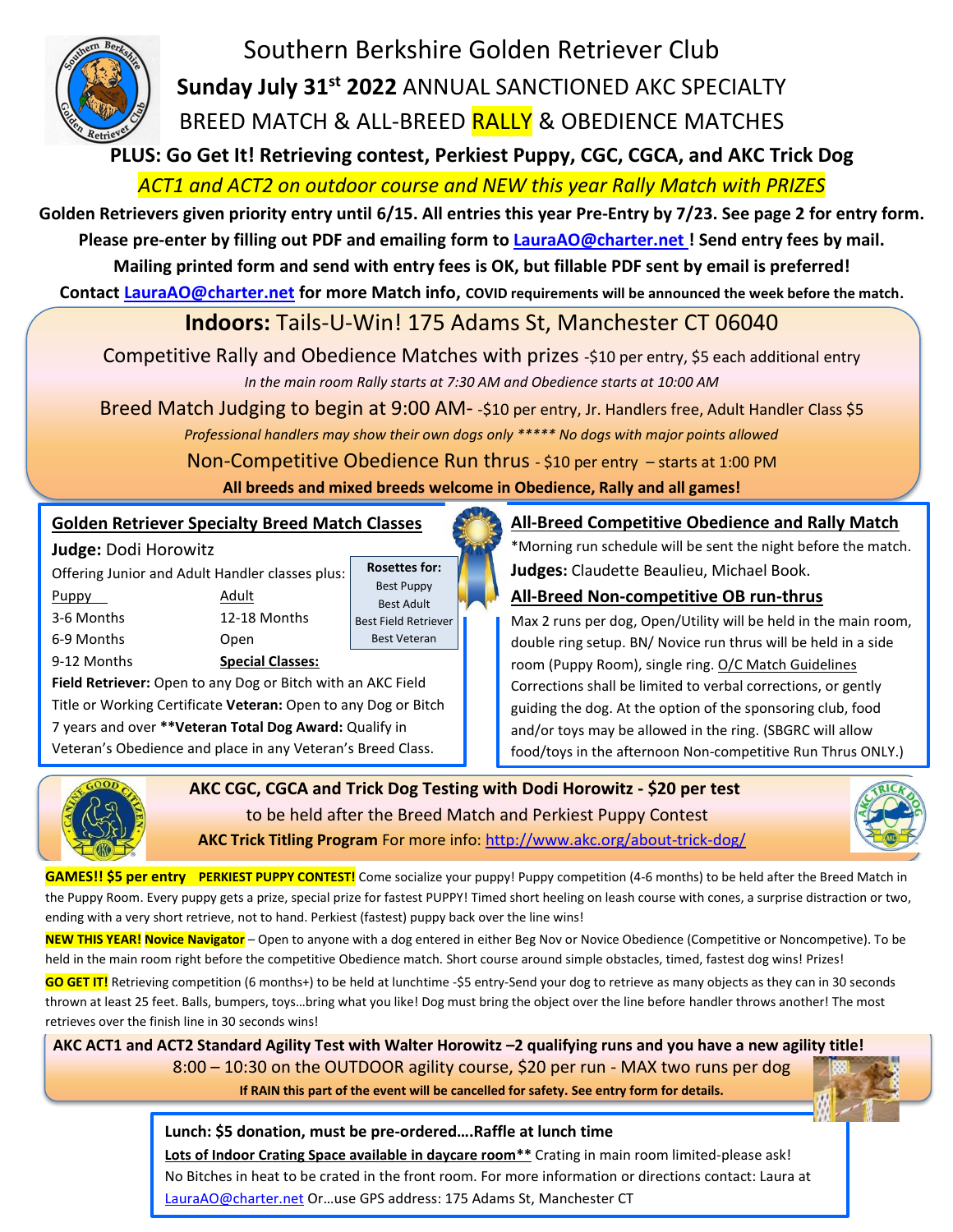# Southern Berkshire Golden Retriever Club

## **Sunday July 31st 2022** ANNUAL SANCTIONED AKC SPECIALTY BREED MATCH & ALL-BREED RALLY & OBEDIENCE MATCHES

**PLUS: Go Get It! Retrieving contest, Perkiest Puppy, CGC, CGCA, and AKC Trick Dog**

*ACT1 and ACT2 on outdoor course and NEW this year Rally Match with PRIZES*

**Golden Retrievers given priority entry until 6/15. All entries this year Pre-Entry by 7/23. See page 2 for entry form.**
**Please pre-enter by filling out PDF and emailing form to LauraAO@charter.net ! Send entry fees by mail.**
**Mailing printed form and send with entry fees is OK, but fillable PDF sent by email is preferred!**
**Contact LauraAO@charter.net for more Match info, COVID requirements will be announced the week before the match.**

## **Indoors:** Tails-U-Win! 175 Adams St, Manchester CT 06040

Competitive Rally and Obedience Matches with prizes -$10 per entry, $5 each additional entry

*In the main room Rally starts at 7:30 AM and Obedience starts at 10:00 AM*

Breed Match Judging to begin at 9:00 AM- -$10 per entry, Jr. Handlers free, Adult Handler Class $5

*Professional handlers may show their own dogs only \*\*\*\*\* No dogs with major points allowed*

Non-Competitive Obedience Run thrus - $10 per entry – starts at 1:00 PM

**All breeds and mixed breeds welcome in Obedience, Rally and all games!**

### Golden Retriever Specialty Breed Match Classes

**Judge:** Dodi Horowitz

Offering Junior and Adult Handler classes plus:

| Puppy | Adult |
|---|---|
| 3-6 Months | 12-18 Months |
| 6-9 Months | Open |
| 9-12 Months | **Special Classes:** |

**Rosettes for:**
- Best Puppy
- Best Adult
- Best Field Retriever
- Best Veteran

**Field Retriever:** Open to any Dog or Bitch with an AKC Field Title or Working Certificate **Veteran:** Open to any Dog or Bitch 7 years and over **\*\*Veteran Total Dog Award:** Qualify in Veteran's Obedience and place in any Veteran's Breed Class.

### All-Breed Competitive Obedience and Rally Match

\*Morning run schedule will be sent the night before the match.

**Judges:** Claudette Beaulieu, Michael Book.

### All-Breed Non-competitive OB run-thrus

Max 2 runs per dog, Open/Utility will be held in the main room, double ring setup. BN/ Novice run thrus will be held in a side room (Puppy Room), single ring. O/C Match Guidelines Corrections shall be limited to verbal corrections, or gently guiding the dog. At the option of the sponsoring club, food and/or toys may be allowed in the ring. (SBGRC will allow food/toys in the afternoon Non-competitive Run Thrus ONLY.)

### AKC CGC, CGCA and Trick Dog Testing with Dodi Horowitz - $20 per test

to be held after the Breed Match and Perkiest Puppy Contest

**AKC Trick Titling Program** For more info: http://www.akc.org/about-trick-dog/

**GAMES!! $5 per entry** **PERKIEST PUPPY CONTEST!** Come socialize your puppy! Puppy competition (4-6 months) to be held after the Breed Match in the Puppy Room. Every puppy gets a prize, special prize for fastest PUPPY! Timed short heeling on leash course with cones, a surprise distraction or two, ending with a very short retrieve, not to hand. Perkiest (fastest) puppy back over the line wins!

**NEW THIS YEAR!** **Novice Navigator** – Open to anyone with a dog entered in either Beg Nov or Novice Obedience (Competitive or Noncompetive). To be held in the main room right before the competitive Obedience match. Short course around simple obstacles, timed, fastest dog wins! Prizes!

**GO GET IT!** Retrieving competition (6 months+) to be held at lunchtime -$5 entry-Send your dog to retrieve as many objects as they can in 30 seconds thrown at least 25 feet. Balls, bumpers, toys…bring what you like! Dog must bring the object over the line before handler throws another! The most retrieves over the finish line in 30 seconds wins!

### AKC ACT1 and ACT2 Standard Agility Test with Walter Horowitz –2 qualifying runs and you have a new agility title!

8:00 – 10:30 on the OUTDOOR agility course, $20 per run - MAX two runs per dog

**If RAIN this part of the event will be cancelled for safety. See entry form for details.**

**Lunch: $5 donation, must be pre-ordered….Raffle at lunch time**

**Lots of Indoor Crating Space available in daycare room\*\*** Crating in main room limited-please ask!
No Bitches in heat to be crated in the front room. For more information or directions contact: Laura at LauraAO@charter.net Or…use GPS address: 175 Adams St, Manchester CT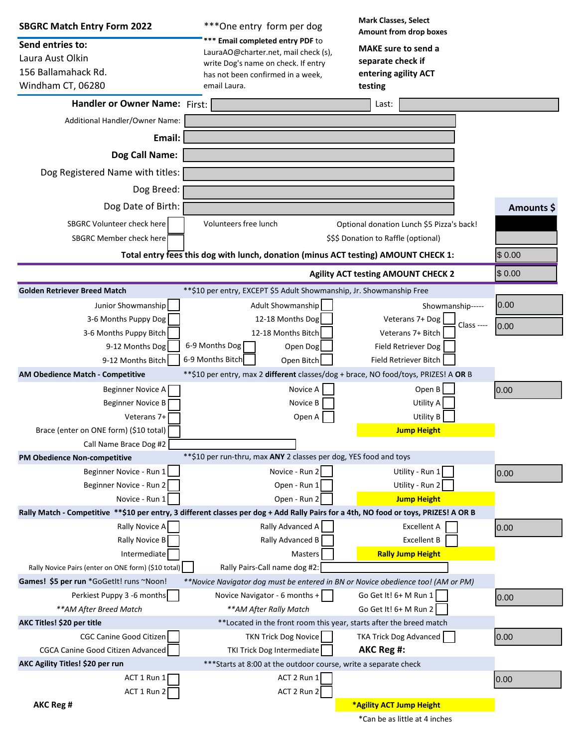**SBGRC Match Entry Form 2022**

**Send entries to:**
Laura Aust Olkin
156 Ballamahack Rd.
Windham CT, 06280

***One entry form per dog

***** Email completed entry PDF** to LauraAO@charter.net, mail check (s), write Dog's name on check. If entry has not been confirmed in a week, email Laura.

**Mark Classes, Select Amount from drop boxes**

**MAKE sure to send a separate check if entering agility ACT testing**

**Handler or Owner Name:** First: ______ Last: ______

Additional Handler/Owner Name: ______

**Email:** ______

**Dog Call Name:** ______

Dog Registered Name with titles: ______

Dog Breed: ______

Dog Date of Birth: ______

**Amounts $**

SBGRC Volunteer check here ☐ Volunteers free lunch — Optional donation Lunch $5 Pizza's back!

SBGRC Member check here ☐ — $$$ Donation to Raffle (optional)

**Total entry fees this dog with lunch, donation (minus ACT testing) AMOUNT CHECK 1:** $ 0.00

**Agility ACT testing AMOUNT CHECK 2** $ 0.00

**Golden Retriever Breed Match** **$10 per entry, EXCEPT $5 Adult Showmanship, Jr. Showmanship Free

| | | | |
|---|---|---|---|
| Junior Showmanship ☐ | Adult Showmanship ☐ | Showmanship----- | 0.00 |
| 3-6 Months Puppy Dog ☐ | 12-18 Months Dog ☐ | Veterans 7+ Dog ☐ Class ---- | 0.00 |
| 3-6 Months Puppy Bitch ☐ | 12-18 Months Bitch ☐ | Veterans 7+ Bitch ☐ | |
| 9-12 Months Dog ☐ 6-9 Months Dog ☐ | Open Dog ☐ | Field Retriever Dog ☐ | |
| 9-12 Months Bitch ☐ 6-9 Months Bitch ☐ | Open Bitch ☐ | Field Retriever Bitch ☐ | |

**AM Obedience Match - Competitive** **$10 per entry, max 2 **different** classes/dog + brace, NO food/toys, PRIZES! A **OR** B

| | | | |
|---|---|---|---|
| Beginner Novice A ☐ | Novice A ☐ | Open B ☐ | 0.00 |
| Beginner Novice B ☐ | Novice B ☐ | Utility A ☐ | |
| Veterans 7+ ☐ | Open A ☐ | Utility B ☐ | |
| Brace (enter on ONE form) ($10 total) ☐ | | **Jump Height** | |
| Call Name Brace Dog #2 ______ | | | |

**PM Obedience Non-competitive** **$10 per run-thru, max **ANY** 2 classes per dog, YES food and toys

| | | | |
|---|---|---|---|
| Beginner Novice - Run 1 ☐ | Novice - Run 2 ☐ | Utility - Run 1 ☐ | 0.00 |
| Beginner Novice - Run 2 ☐ | Open - Run 1 ☐ | Utility - Run 2 ☐ | |
| Novice - Run 1 ☐ | Open - Run 2 ☐ | **Jump Height** | |

**Rally Match - Competitive** ****$10 per entry, 3 different classes per dog + Add Rally Pairs for a 4th, NO food or toys, PRIZES! A OR B**

| | | | |
|---|---|---|---|
| Rally Novice A ☐ | Rally Advanced A ☐ | Excellent A ☐ | 0.00 |
| Rally Novice B ☐ | Rally Advanced B ☐ | Excellent B ☐ | |
| Intermediate ☐ | Masters ☐ | **Rally Jump Height** | |
| Rally Novice Pairs (enter on ONE form) ($10 total) ☐ | Rally Pairs-Call name dog #2: ______ | | |

**Games! $5 per run** *GoGetIt! runs ~Noon! *\*\*Novice Navigator dog must be entered in BN or Novice obedience too! (AM or PM)*

| | | | |
|---|---|---|---|
| Perkiest Puppy 3 -6 months ☐ | Novice Navigator - 6 months + ☐ | Go Get It! 6+ M Run 1 ☐ | 0.00 |
| *\*\*AM After Breed Match* | *\*\*AM After Rally Match* | Go Get It! 6+ M Run 2 ☐ | |

**AKC Titles! $20 per title** **Located in the front room this year, starts after the breed match

| | | | |
|---|---|---|---|
| CGC Canine Good Citizen ☐ | TKN Trick Dog Novice ☐ | TKA Trick Dog Advanced ☐ | 0.00 |
| CGCA Canine Good Citizen Advanced ☐ | TKI Trick Dog Intermediate ☐ | **AKC Reg #:** | |

**AKC Agility Titles! $20 per run** ***Starts at 8:00 at the outdoor course, write a separate check

| | | |
|---|---|---|
| ACT 1 Run 1 ☐ | ACT 2 Run 1 ☐ | 0.00 |
| ACT 1 Run 2 ☐ | ACT 2 Run 2 ☐ | |

**AKC Reg #** **\*Agility ACT Jump Height**

*Can be as little at 4 inches